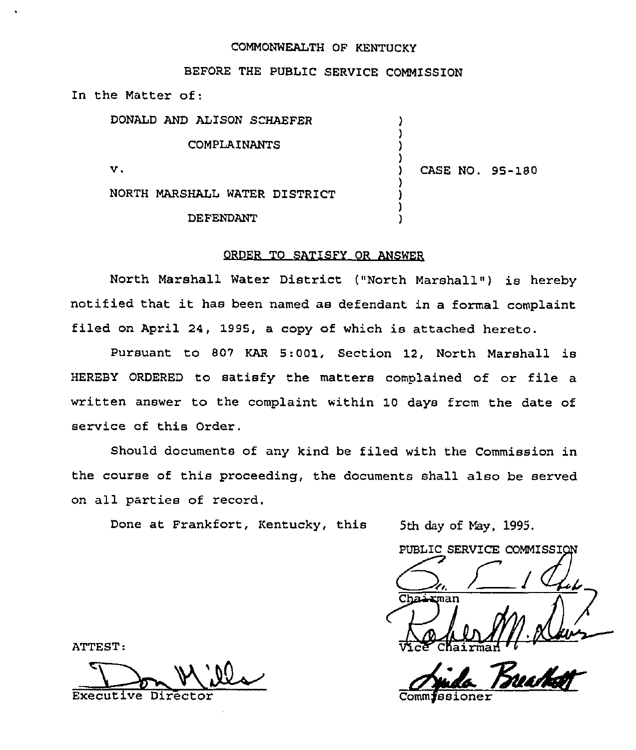COMMONWEALTH OF KENTUCKY

BEFORE THE PUBLIC SERVICE COMMISSION

In the Matter of:

| | | |
|---|---|---|
| DONALD AND ALISON SCHAEFER | ) | |
| COMPLAINANTS | ) | |
| v. | ) | CASE NO. 95-180 |
| NORTH MARSHALL WATER DISTRICT | ) | |
| DEFENDANT | ) | |

## ORDER TO SATISFY OR ANSWER

North Marshall Water District ("North Marshall") is hereby notified that it has been named as defendant in a formal complaint filed on April 24, 1995, a copy of which is attached hereto.

Pursuant to 807 KAR 5:001, Section 12, North Marshall is HEREBY ORDERED to satisfy the matters complained of or file a written answer to the complaint within 10 days from the date of service of this Order.

Should documents of any kind be filed with the Commission in the course of this proceeding, the documents shall also be served on all parties of record.

Done at Frankfort, Kentucky, this 5th day of May, 1995.

PUBLIC SERVICE COMMISSION

Chairman

Vice Chairman

Commissioner

ATTEST:

Executive Director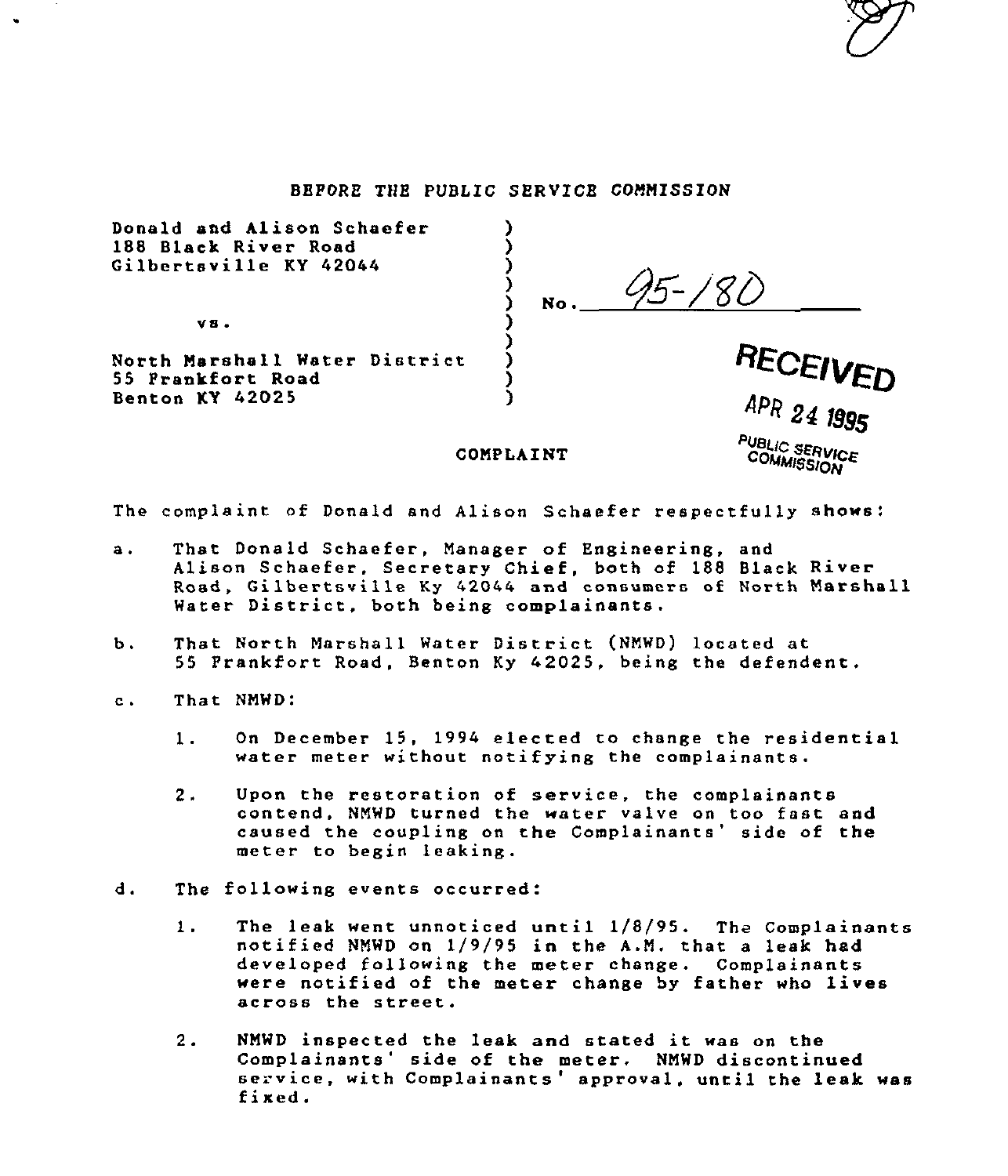BEFORE THE PUBLIC SERVICE COMMISSION

Donald and Alison Schaefer
188 Black River Road
Gilbertsville KY 42044

vs.

North Marshall Water District
55 Frankfort Road
Benton KY 42025

No. 95-180

RECEIVED
APR 24 1995
PUBLIC SERVICE COMMISSION

COMPLAINT

The complaint of Donald and Alison Schaefer respectfully shows:

a. That Donald Schaefer, Manager of Engineering, and Alison Schaefer, Secretary Chief, both of 188 Black River Road, Gilbertsville Ky 42044 and consumers of North Marshall Water District, both being complainants.

b. That North Marshall Water District (NMWD) located at 55 Frankfort Road, Benton Ky 42025, being the defendent.

c. That NMWD:

   1. On December 15, 1994 elected to change the residential water meter without notifying the complainants.

   2. Upon the restoration of service, the complainants contend, NMWD turned the water valve on too fast and caused the coupling on the Complainants' side of the meter to begin leaking.

d. The following events occurred:

   1. The leak went unnoticed until 1/8/95. The Complainants notified NMWD on 1/9/95 in the A.M. that a leak had developed following the meter change. Complainants were notified of the meter change by father who lives across the street.

   2. NMWD inspected the leak and stated it was on the Complainants' side of the meter. NMWD discontinued service, with Complainants' approval, until the leak was fixed.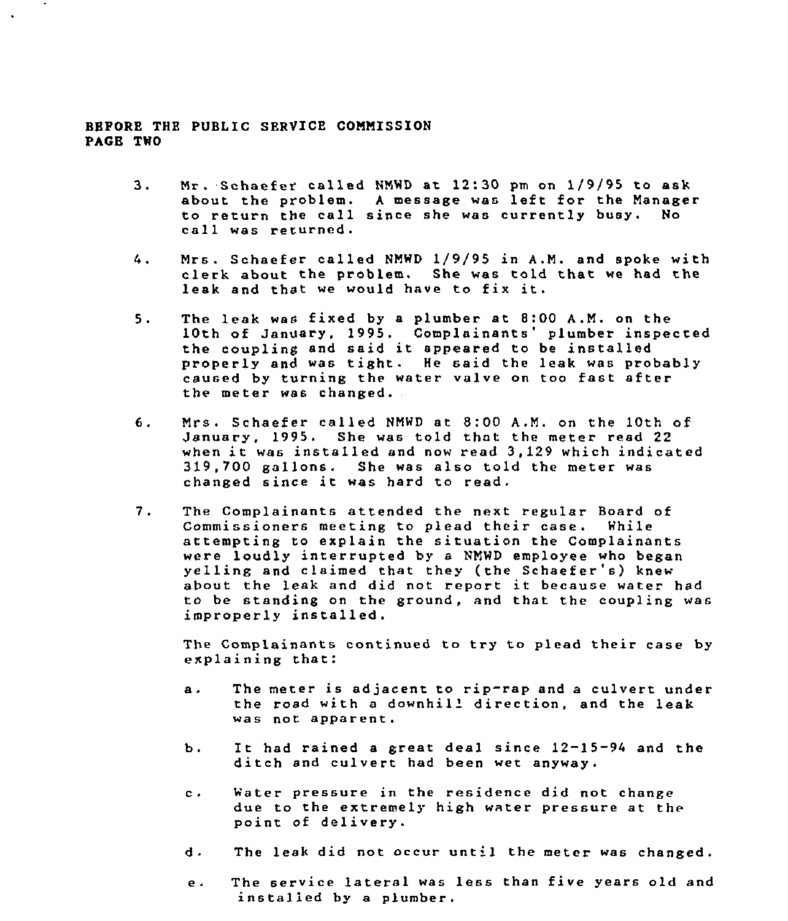BEFORE THE PUBLIC SERVICE COMMISSION
PAGE TWO

3. Mr. Schaefer called NMWD at 12:30 pm on 1/9/95 to ask about the problem. A message was left for the Manager to return the call since she was currently busy. No call was returned.

4. Mrs. Schaefer called NMWD 1/9/95 in A.M. and spoke with clerk about the problem. She was told that we had the leak and that we would have to fix it.

5. The leak was fixed by a plumber at 8:00 A.M. on the 10th of January, 1995. Complainants' plumber inspected the coupling and said it appeared to be installed properly and was tight. He said the leak was probably caused by turning the water valve on too fast after the meter was changed.

6. Mrs. Schaefer called NMWD at 8:00 A.M. on the 10th of January, 1995. She was told that the meter read 22 when it was installed and now read 3,129 which indicated 319,700 gallons. She was also told the meter was changed since it was hard to read.

7. The Complainants attended the next regular Board of Commissioners meeting to plead their case. While attempting to explain the situation the Complainants were loudly interrupted by a NMWD employee who began yelling and claimed that they (the Schaefer's) knew about the leak and did not report it because water had to be standing on the ground, and that the coupling was improperly installed.

   The Complainants continued to try to plead their case by explaining that:

   a. The meter is adjacent to rip-rap and a culvert under the road with a downhill direction, and the leak was not apparent.

   b. It had rained a great deal since 12-15-94 and the ditch and culvert had been wet anyway.

   c. Water pressure in the residence did not change due to the extremely high water pressure at the point of delivery.

   d. The leak did not occur until the meter was changed.

   e. The service lateral was less than five years old and installed by a plumber.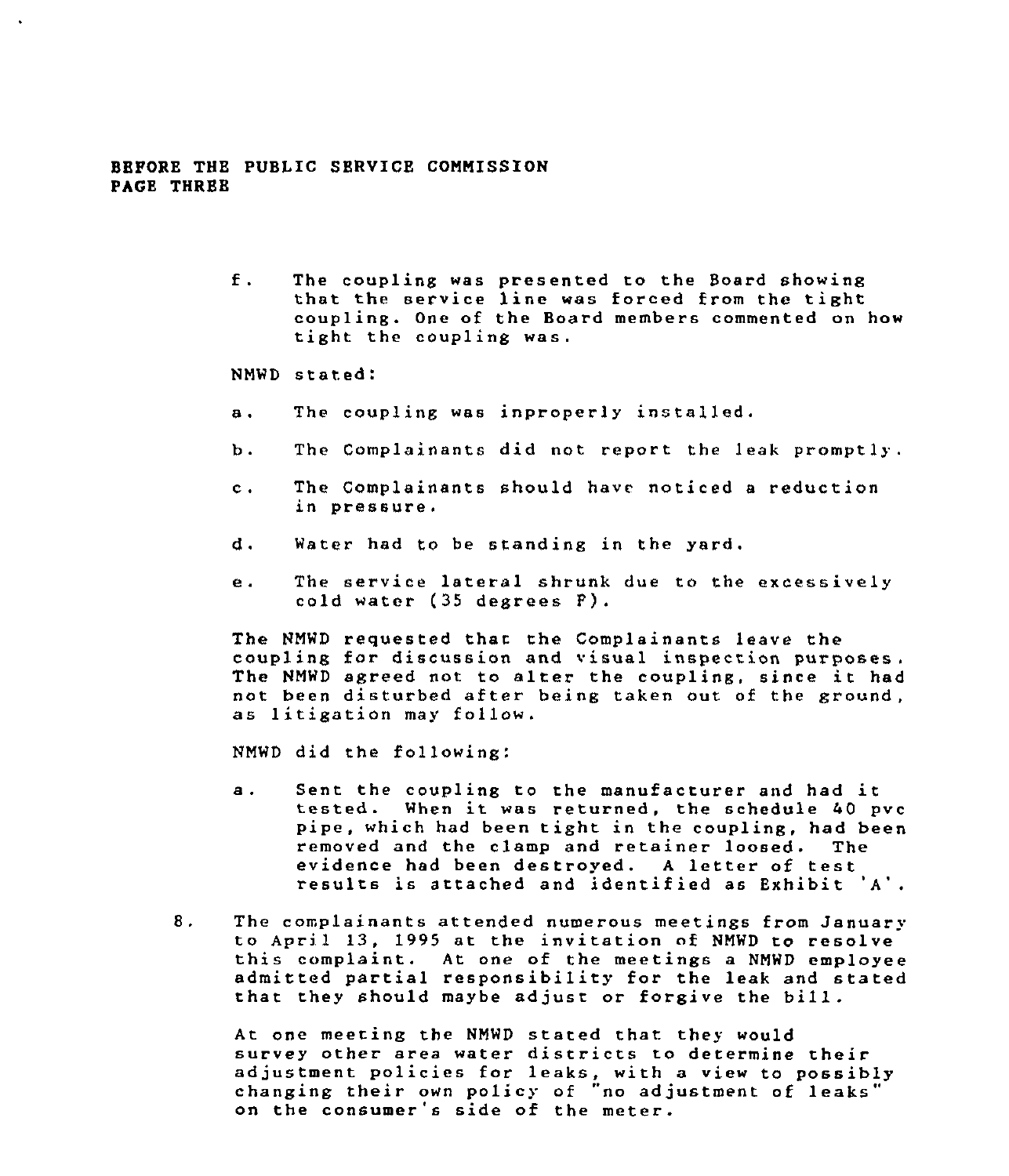f. The coupling was presented to the Board showing that the service line was forced from the tight coupling. One of the Board members commented on how tight the coupling was.

NMWD stated:

a. The coupling was inproperly installed.

b. The Complainants did not report the leak promptly.

c. The Complainants should have noticed a reduction in pressure.

d. Water had to be standing in the yard.

e. The service lateral shrunk due to the excessively cold water (35 degrees F).

The NMWD requested that the Complainants leave the coupling for discussion and visual inspection purposes. The NMWD agreed not to alter the coupling, since it had not been disturbed after being taken out of the ground, as litigation may follow.

NMWD did the following:

a. Sent the coupling to the manufacturer and had it tested. When it was returned, the schedule 40 pvc pipe, which had been tight in the coupling, had been removed and the clamp and retainer loosed. The evidence had been destroyed. A letter of test results is attached and identified as Exhibit 'A'.

8. The complainants attended numerous meetings from January to April 13, 1995 at the invitation of NMWD to resolve this complaint. At one of the meetings a NMWD employee admitted partial responsibility for the leak and stated that they should maybe adjust or forgive the bill.

At one meeting the NMWD stated that they would survey other area water districts to determine their adjustment policies for leaks, with a view to possibly changing their own policy of "no adjustment of leaks" on the consumer's side of the meter.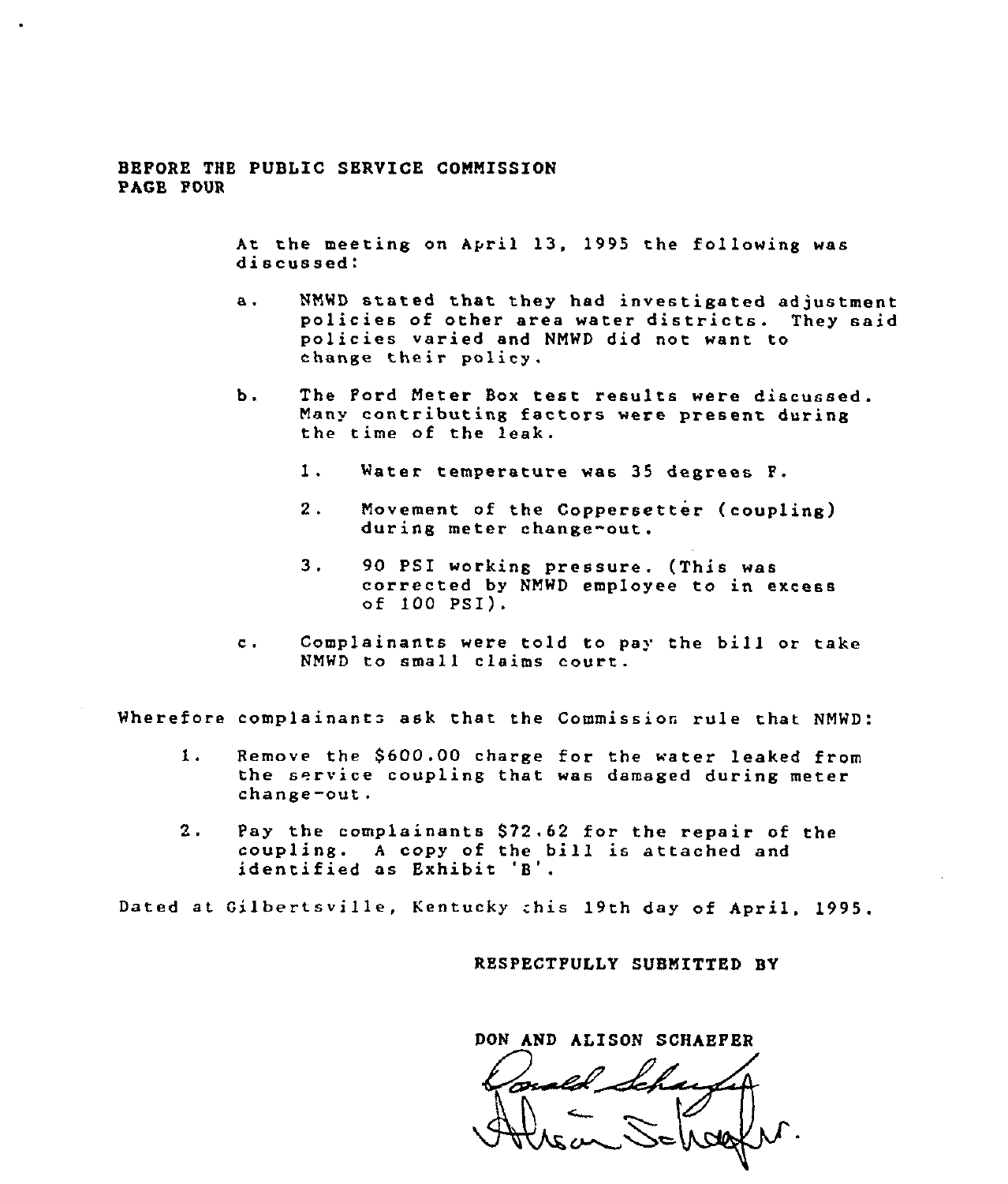BEFORE THE PUBLIC SERVICE COMMISSION
PAGE FOUR

At the meeting on April 13, 1995 the following was discussed:

a. NMWD stated that they had investigated adjustment policies of other area water districts. They said policies varied and NMWD did not want to change their policy.

b. The Ford Meter Box test results were discussed. Many contributing factors were present during the time of the leak.

   1. Water temperature was 35 degrees F.

   2. Movement of the Coppersetter (coupling) during meter change-out.

   3. 90 PSI working pressure. (This was corrected by NMWD employee to in excess of 100 PSI).

c. Complainants were told to pay the bill or take NMWD to small claims court.

Wherefore complainants ask that the Commission rule that NMWD:

1. Remove the $600.00 charge for the water leaked from the service coupling that was damaged during meter change-out.

2. Pay the complainants $72.62 for the repair of the coupling. A copy of the bill is attached and identified as Exhibit 'B'.

Dated at Gilbertsville, Kentucky this 19th day of April, 1995.

RESPECTFULLY SUBMITTED BY

DON AND ALISON SCHAEFER

Donald Schaefer
Alison Schaefer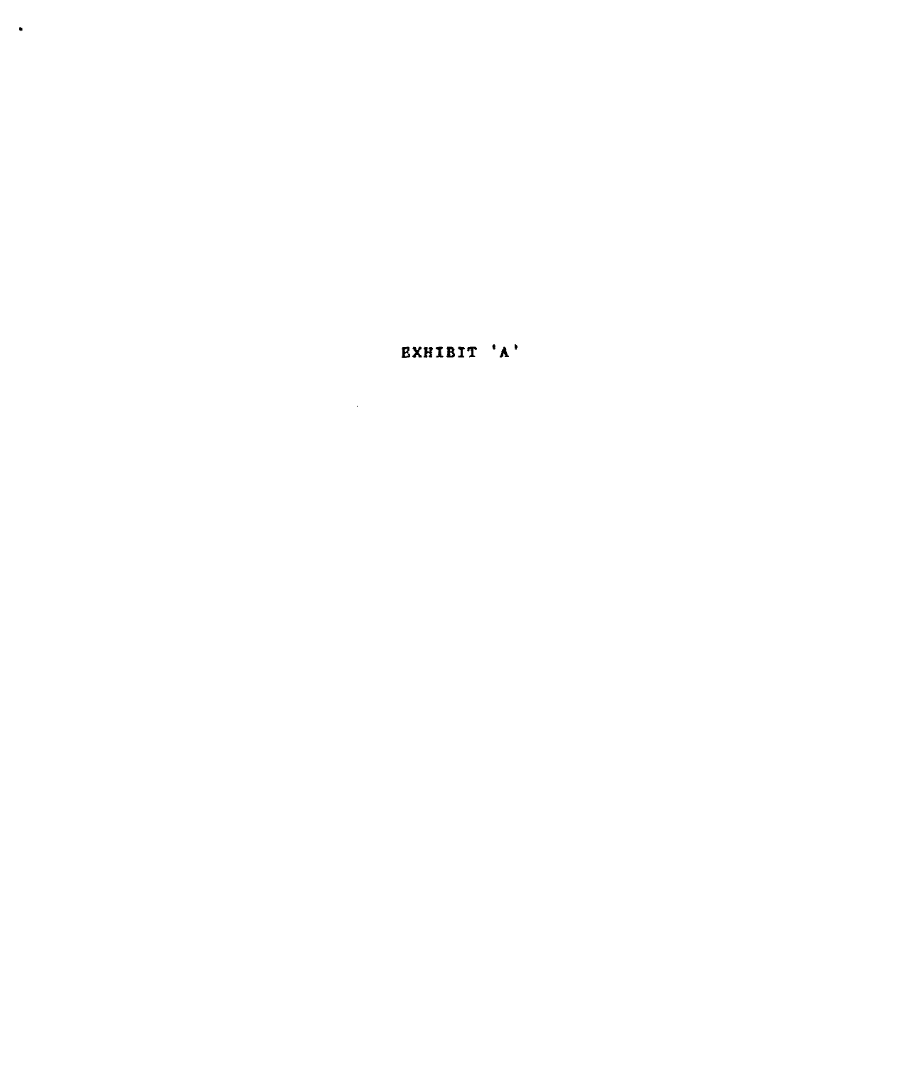EXHIBIT 'A'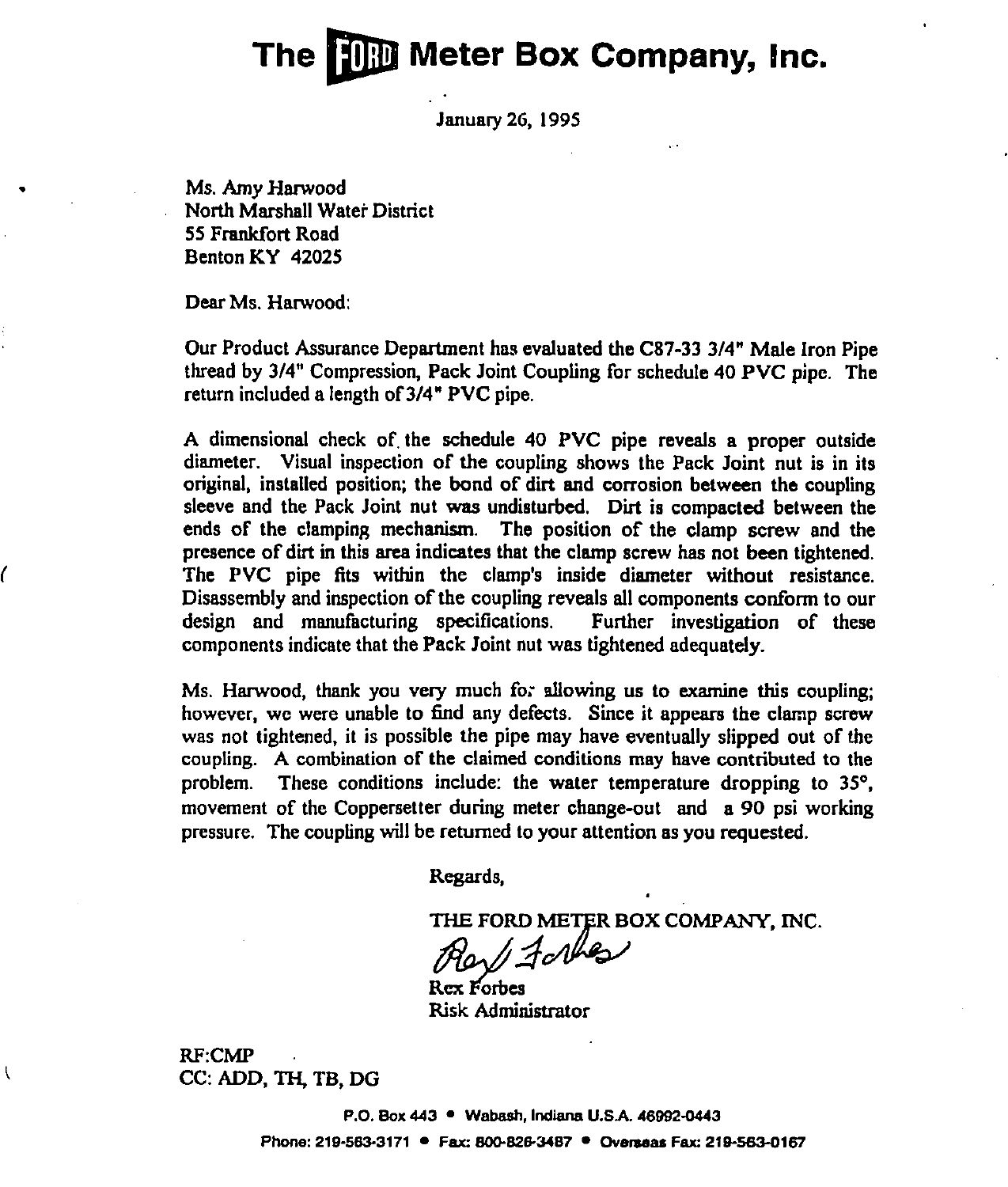# The FORD Meter Box Company, Inc.

January 26, 1995

Ms. Amy Harwood
North Marshall Water District
55 Frankfort Road
Benton KY 42025

Dear Ms. Harwood:

Our Product Assurance Department has evaluated the C87-33 3/4" Male Iron Pipe thread by 3/4" Compression, Pack Joint Coupling for schedule 40 PVC pipe. The return included a length of 3/4" PVC pipe.

A dimensional check of the schedule 40 PVC pipe reveals a proper outside diameter. Visual inspection of the coupling shows the Pack Joint nut is in its original, installed position; the bond of dirt and corrosion between the coupling sleeve and the Pack Joint nut was undisturbed. Dirt is compacted between the ends of the clamping mechanism. The position of the clamp screw and the presence of dirt in this area indicates that the clamp screw has not been tightened. The PVC pipe fits within the clamp's inside diameter without resistance. Disassembly and inspection of the coupling reveals all components conform to our design and manufacturing specifications. Further investigation of these components indicate that the Pack Joint nut was tightened adequately.

Ms. Harwood, thank you very much for allowing us to examine this coupling; however, we were unable to find any defects. Since it appears the clamp screw was not tightened, it is possible the pipe may have eventually slipped out of the coupling. A combination of the claimed conditions may have contributed to the problem. These conditions include: the water temperature dropping to 35°, movement of the Coppersetter during meter change-out and a 90 psi working pressure. The coupling will be returned to your attention as you requested.

Regards,

THE FORD METER BOX COMPANY, INC.

Rex Forbes
Risk Administrator

RF:CMP
CC: ADD, TH, TB, DG

P.O. Box 443 • Wabash, Indiana U.S.A. 46992-0443
Phone: 219-563-3171 • Fax: 800-826-3487 • Overseas Fax: 219-563-0167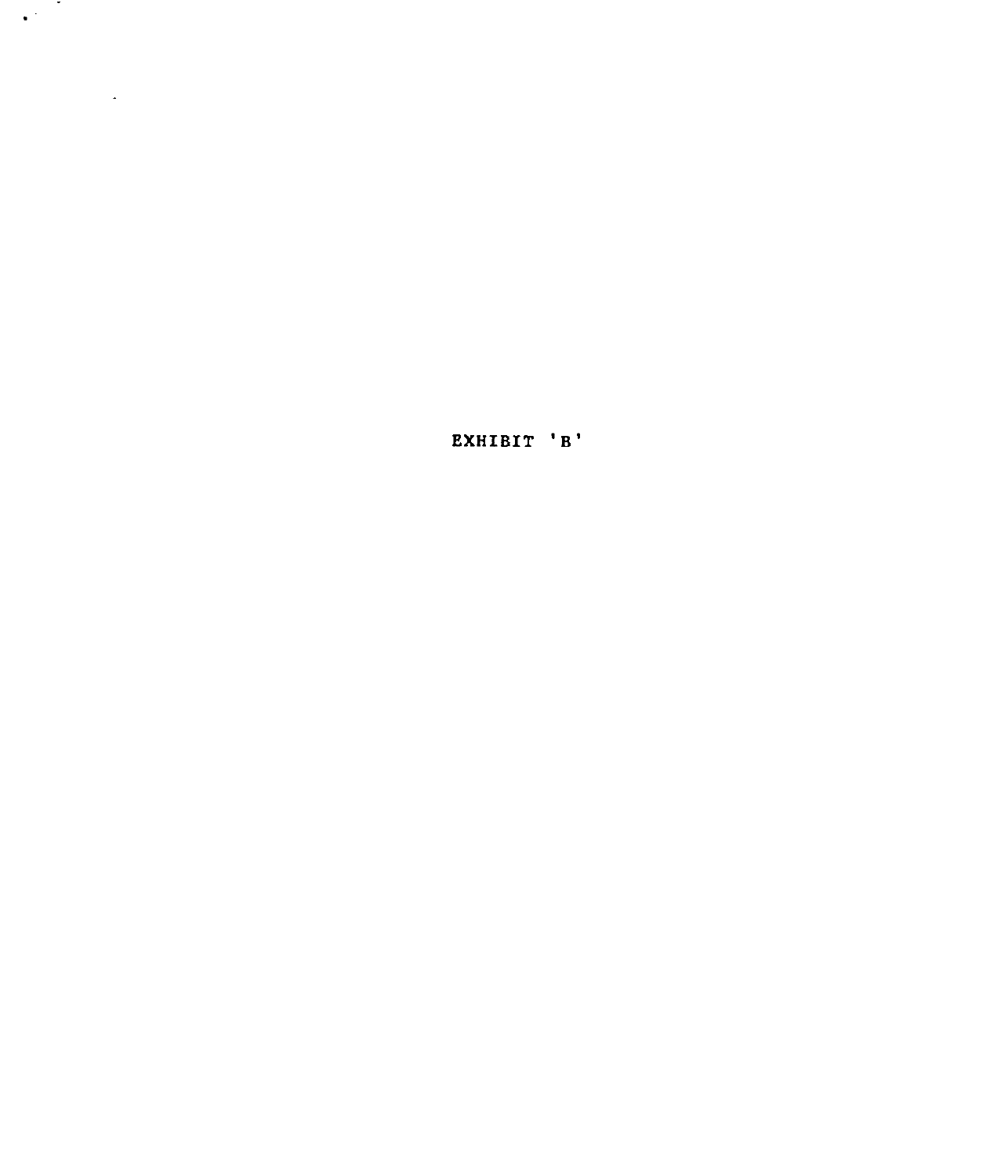EXHIBIT 'B'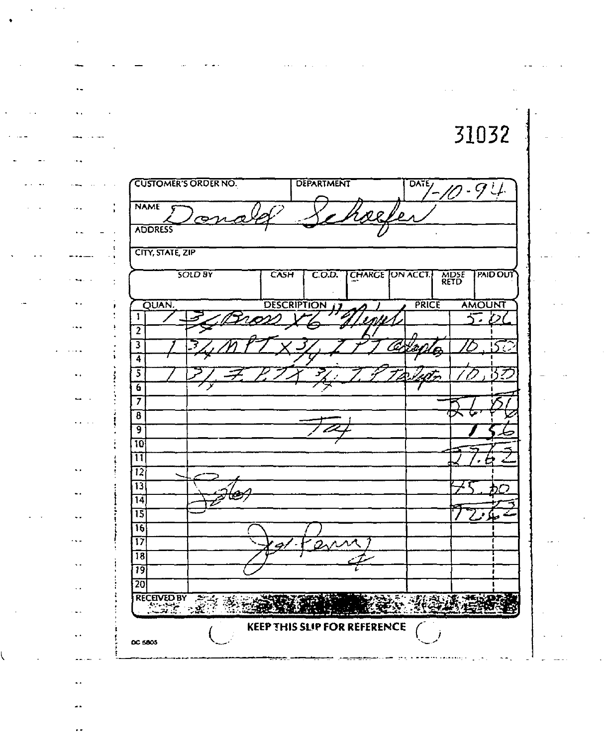31032

| CUSTOMER'S ORDER NO. | DEPARTMENT | DATE 1-10-94 |
|---|---|---|

NAME Donald Schaefer

ADDRESS

CITY, STATE, ZIP

| SOLD BY | CASH | C.O.D. | CHARGE | ON ACCT. | MDSE RETD | PAID OUT |
|---|---|---|---|---|---|---|
| | | | | | | |

| | QUAN. | DESCRIPTION | PRICE | AMOUNT |
|---|---|---|---|---|
| 1 | 1 | 3/4 Brass X 6" Nipple | | 5.06 |
| 2 | | | | |
| 3 | 1 | 3/4 MPT X 3/4 I.P.T Adapter | | 10.50 |
| 4 | | | | |
| 5 | 1 | 3/4 F.P.T X 3/4 I.P. Tailpipe | | 10.50 |
| 6 | | | | |
| 7 | | | | 26.06 |
| 8 | | | | |
| 9 | | Tax | | 1.56 |
| 10 | | | | |
| 11 | | | | 27.62 |
| 12 | | | | |
| 13 | | Labor | | 45.00 |
| 14 | | | | |
| 15 | | | | 72.62 |
| 16 | | | | |
| 17 | | Jo. Perry | | |
| 18 | | | | |
| 19 | | | | |
| 20 | | | | |

RECEIVED BY

**KEEP THIS SLIP FOR REFERENCE**

DC 5805